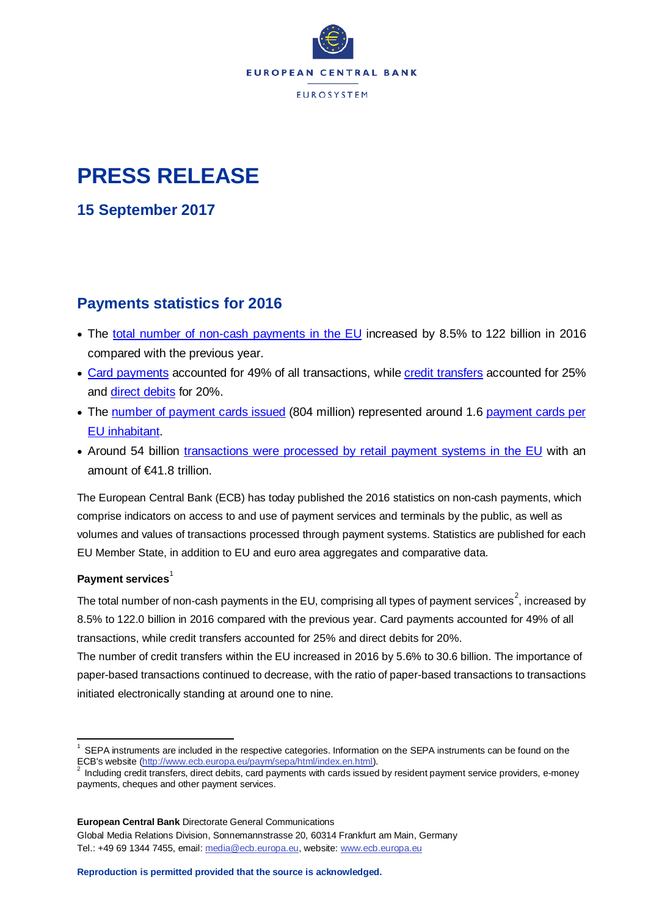# PRESS RELEASE

## 15 September 2017

## Payments statistics for 2016

- The total number of non-cash payments in the EU increased by 8.5% to 122 billion in 2016 compared with the previous year.
- Card payments accounted for 49% of all transactions, while credit transfers accounted for 25% and direct debits for 20%.
- The number of payment cards issued (804 million) represented around 1.6 payment cards per EU inhabitant.
- Around 54 billion transactions were processed by retail payment systems in the EU with an amount of €41.8 trillion.

The European Central Bank (ECB) has today published the 2016 statistics on non-cash payments, which comprise indicators on access to and use of payment services and terminals by the public, as well as volumes and values of transactions processed through payment systems. Statistics are published for each EU Member State, in addition to EU and euro area aggregates and comparative data.

**Payment services**[1]

The total number of non-cash payments in the EU, comprising all types of payment services[2], increased by 8.5% to 122.0 billion in 2016 compared with the previous year. Card payments accounted for 49% of all transactions, while credit transfers accounted for 25% and direct debits for 20%.
The number of credit transfers within the EU increased in 2016 by 5.6% to 30.6 billion. The importance of paper-based transactions continued to decrease, with the ratio of paper-based transactions to transactions initiated electronically standing at around one to nine.

---

[1] SEPA instruments are included in the respective categories. Information on the SEPA instruments can be found on the ECB's website (http://www.ecb.europa.eu/paym/sepa/html/index.en.html).
[2] Including credit transfers, direct debits, card payments with cards issued by resident payment service providers, e-money payments, cheques and other payment services.

**European Central Bank** Directorate General Communications
Global Media Relations Division, Sonnemannstrasse 20, 60314 Frankfurt am Main, Germany
Tel.: +49 69 1344 7455, email: media@ecb.europa.eu, website: www.ecb.europa.eu

**Reproduction is permitted provided that the source is acknowledged.**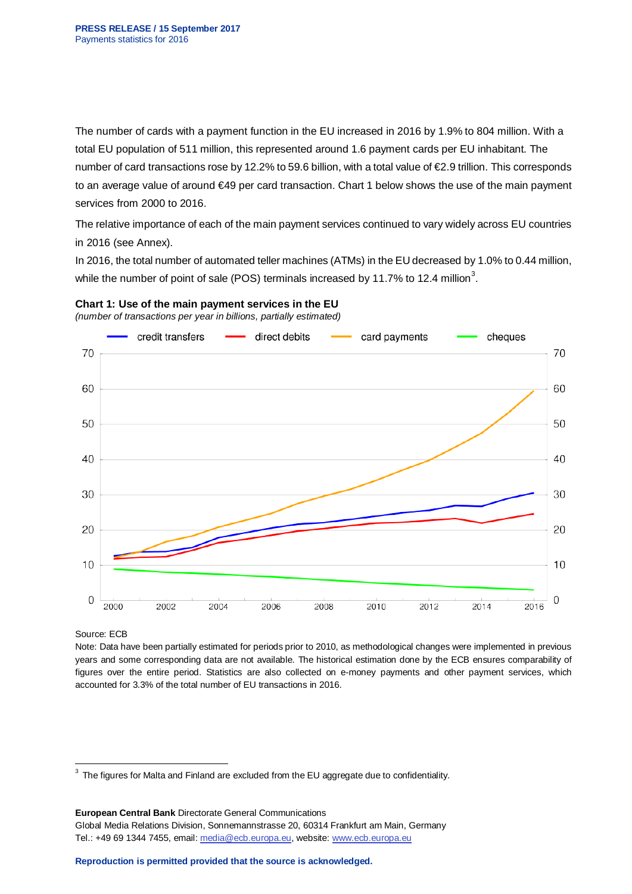The number of cards with a payment function in the EU increased in 2016 by 1.9% to 804 million. With a total EU population of 511 million, this represented around 1.6 payment cards per EU inhabitant. The number of card transactions rose by 12.2% to 59.6 billion, with a total value of €2.9 trillion. This corresponds to an average value of around €49 per card transaction. Chart 1 below shows the use of the main payment services from 2000 to 2016.

The relative importance of each of the main payment services continued to vary widely across EU countries in 2016 (see Annex).

In 2016, the total number of automated teller machines (ATMs) in the EU decreased by 1.0% to 0.44 million, while the number of point of sale (POS) terminals increased by 11.7% to 12.4 million[3].

**Chart 1: Use of the main payment services in the EU**

*(number of transactions per year in billions, partially estimated)*

Source: ECB

Note: Data have been partially estimated for periods prior to 2010, as methodological changes were implemented in previous years and some corresponding data are not available. The historical estimation done by the ECB ensures comparability of figures over the entire period. Statistics are also collected on e-money payments and other payment services, which accounted for 3.3% of the total number of EU transactions in 2016.

[3] The figures for Malta and Finland are excluded from the EU aggregate due to confidentiality.

**European Central Bank** Directorate General Communications
Global Media Relations Division, Sonnemannstrasse 20, 60314 Frankfurt am Main, Germany
Tel.: +49 69 1344 7455, email: media@ecb.europa.eu, website: www.ecb.europa.eu

**Reproduction is permitted provided that the source is acknowledged.**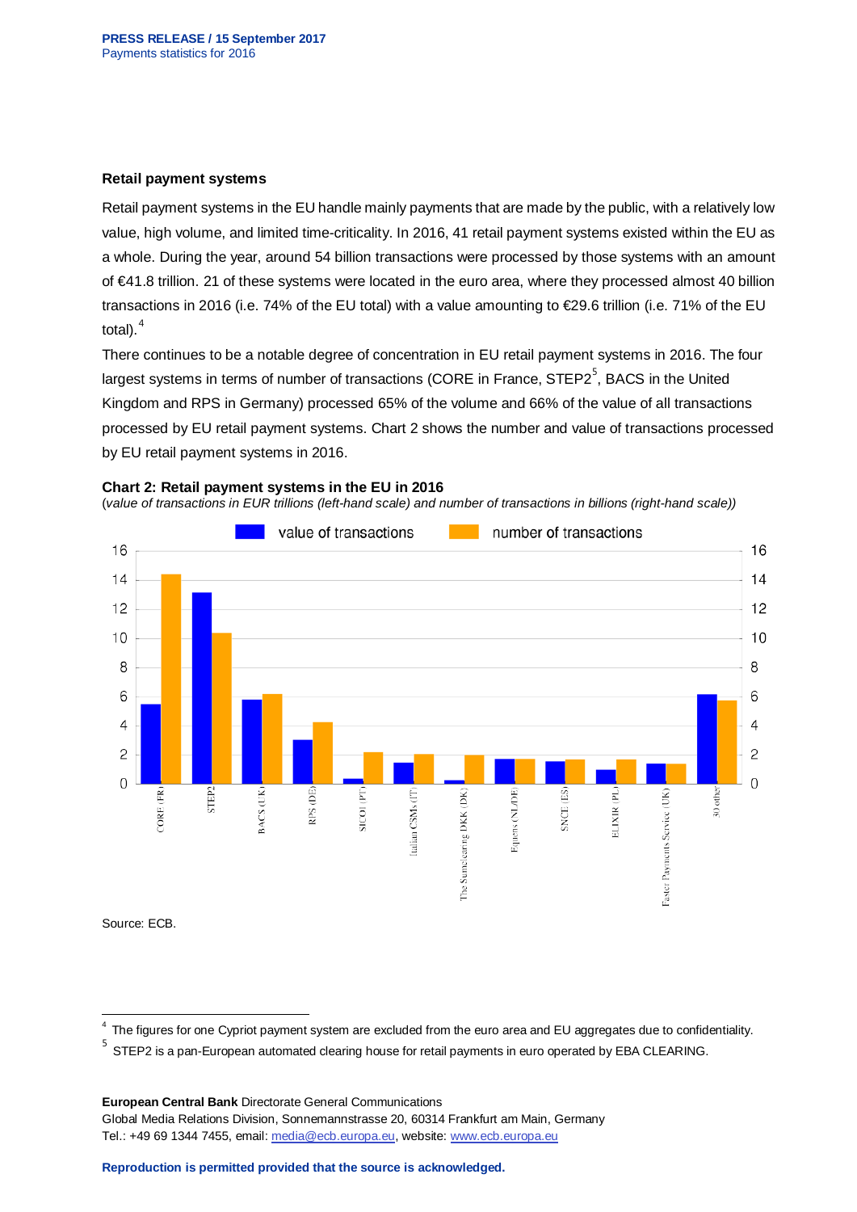## Retail payment systems

Retail payment systems in the EU handle mainly payments that are made by the public, with a relatively low value, high volume, and limited time-criticality. In 2016, 41 retail payment systems existed within the EU as a whole. During the year, around 54 billion transactions were processed by those systems with an amount of €41.8 trillion. 21 of these systems were located in the euro area, where they processed almost 40 billion transactions in 2016 (i.e. 74% of the EU total) with a value amounting to €29.6 trillion (i.e. 71% of the EU total).[4]

There continues to be a notable degree of concentration in EU retail payment systems in 2016. The four largest systems in terms of number of transactions (CORE in France, STEP2[5], BACS in the United Kingdom and RPS in Germany) processed 65% of the volume and 66% of the value of all transactions processed by EU retail payment systems. Chart 2 shows the number and value of transactions processed by EU retail payment systems in 2016.

**Chart 2: Retail payment systems in the EU in 2016**

*(value of transactions in EUR trillions (left-hand scale) and number of transactions in billions (right-hand scale))*

Legend: value of transactions; number of transactions

Categories: CORE (FR), STEP2, BACS (UK), RPS (DE), SICOI (PT), Italian CSMs (IT), The Sumclearing DKK (DK), Equens (NL/DE), SNCE (ES), ELIXIR (PL), Faster Payments Service (UK), 30 other

Source: ECB.

---

[4] The figures for one Cypriot payment system are excluded from the euro area and EU aggregates due to confidentiality.

[5] STEP2 is a pan-European automated clearing house for retail payments in euro operated by EBA CLEARING.

**European Central Bank** Directorate General Communications
Global Media Relations Division, Sonnemannstrasse 20, 60314 Frankfurt am Main, Germany
Tel.: +49 69 1344 7455, email: media@ecb.europa.eu, website: www.ecb.europa.eu

**Reproduction is permitted provided that the source is acknowledged.**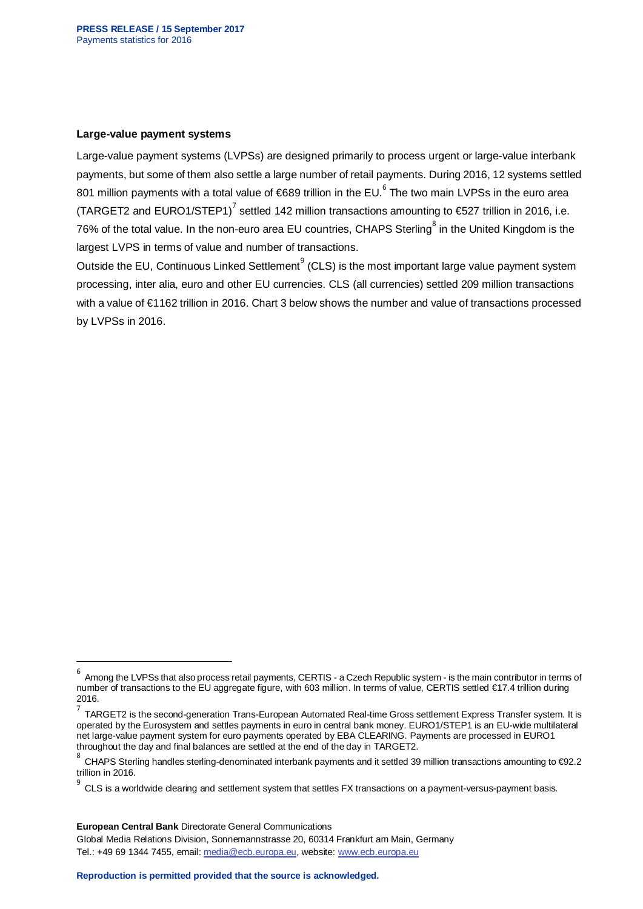### Large-value payment systems

Large-value payment systems (LVPSs) are designed primarily to process urgent or large-value interbank payments, but some of them also settle a large number of retail payments. During 2016, 12 systems settled 801 million payments with a total value of €689 trillion in the EU.[6] The two main LVPSs in the euro area (TARGET2 and EURO1/STEP1)[7] settled 142 million transactions amounting to €527 trillion in 2016, i.e. 76% of the total value. In the non-euro area EU countries, CHAPS Sterling[8] in the United Kingdom is the largest LVPS in terms of value and number of transactions.

Outside the EU, Continuous Linked Settlement[9] (CLS) is the most important large value payment system processing, inter alia, euro and other EU currencies. CLS (all currencies) settled 209 million transactions with a value of €1162 trillion in 2016. Chart 3 below shows the number and value of transactions processed by LVPSs in 2016.

---

[6] Among the LVPSs that also process retail payments, CERTIS - a Czech Republic system - is the main contributor in terms of number of transactions to the EU aggregate figure, with 603 million. In terms of value, CERTIS settled €17.4 trillion during 2016.

[7] TARGET2 is the second-generation Trans-European Automated Real-time Gross settlement Express Transfer system. It is operated by the Eurosystem and settles payments in euro in central bank money. EURO1/STEP1 is an EU-wide multilateral net large-value payment system for euro payments operated by EBA CLEARING. Payments are processed in EURO1 throughout the day and final balances are settled at the end of the day in TARGET2.

[8] CHAPS Sterling handles sterling-denominated interbank payments and it settled 39 million transactions amounting to €92.2 trillion in 2016.

[9] CLS is a worldwide clearing and settlement system that settles FX transactions on a payment-versus-payment basis.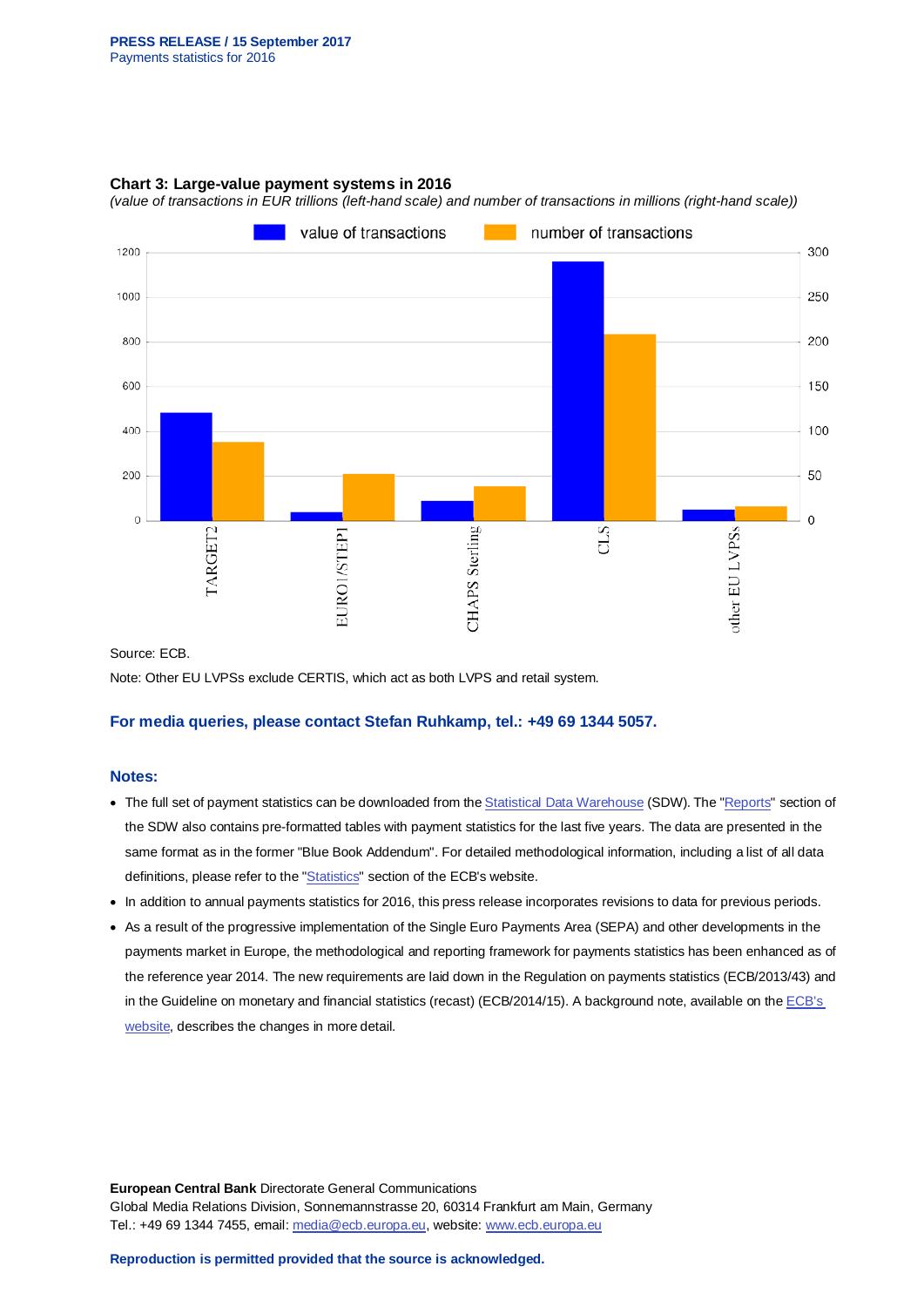**Chart 3: Large-value payment systems in 2016**

*(value of transactions in EUR trillions (left-hand scale) and number of transactions in millions (right-hand scale))*

Source: ECB.

Note: Other EU LVPSs exclude CERTIS, which act as both LVPS and retail system.

**For media queries, please contact Stefan Ruhkamp, tel.: +49 69 1344 5057.**

## Notes:

- The full set of payment statistics can be downloaded from the Statistical Data Warehouse (SDW). The "Reports" section of the SDW also contains pre-formatted tables with payment statistics for the last five years. The data are presented in the same format as in the former "Blue Book Addendum". For detailed methodological information, including a list of all data definitions, please refer to the "Statistics" section of the ECB's website.
- In addition to annual payments statistics for 2016, this press release incorporates revisions to data for previous periods.
- As a result of the progressive implementation of the Single Euro Payments Area (SEPA) and other developments in the payments market in Europe, the methodological and reporting framework for payments statistics has been enhanced as of the reference year 2014. The new requirements are laid down in the Regulation on payments statistics (ECB/2013/43) and in the Guideline on monetary and financial statistics (recast) (ECB/2014/15). A background note, available on the ECB's website, describes the changes in more detail.

**European Central Bank** Directorate General Communications
Global Media Relations Division, Sonnemannstrasse 20, 60314 Frankfurt am Main, Germany
Tel.: +49 69 1344 7455, email: media@ecb.europa.eu, website: www.ecb.europa.eu

**Reproduction is permitted provided that the source is acknowledged.**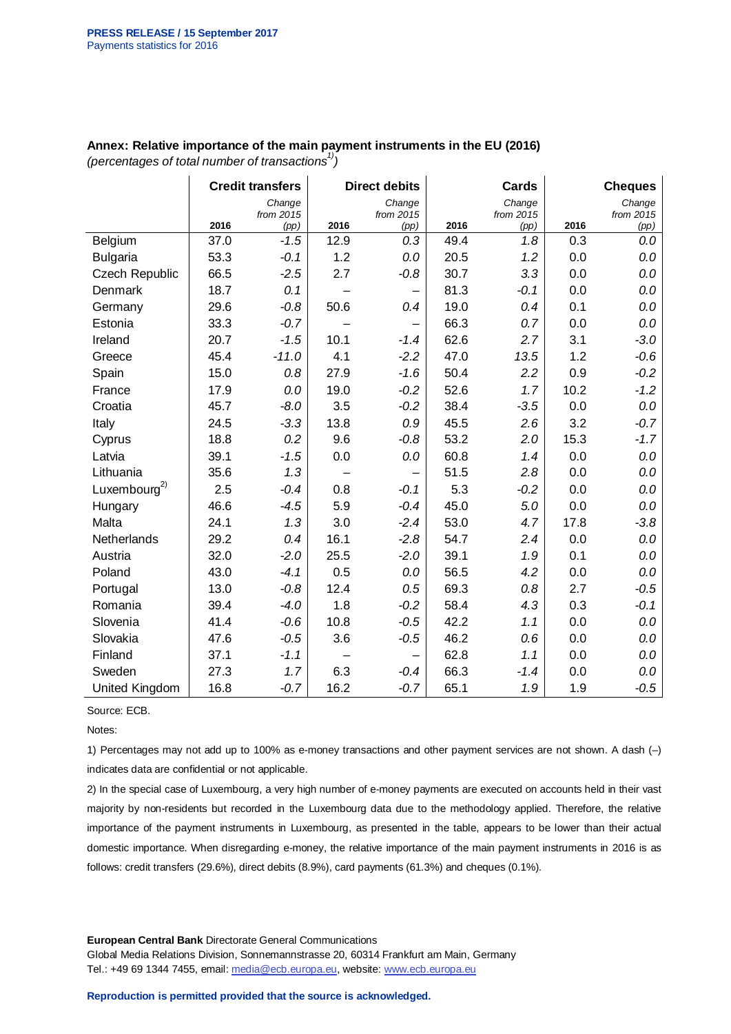**Annex: Relative importance of the main payment instruments in the EU (2016)**

*(percentages of total number of transactions[1])*

| | Credit transfers | | Direct debits | | Cards | | Cheques | |
|---|---|---|---|---|---|---|---|---|
| | 2016 | *Change from 2015 (pp)* | 2016 | *Change from 2015 (pp)* | 2016 | *Change from 2015 (pp)* | 2016 | *Change from 2015 (pp)* |
| Belgium | 37.0 | *-1.5* | 12.9 | *0.3* | 49.4 | *1.8* | 0.3 | *0.0* |
| Bulgaria | 53.3 | *-0.1* | 1.2 | *0.0* | 20.5 | *1.2* | 0.0 | *0.0* |
| Czech Republic | 66.5 | *-2.5* | 2.7 | *-0.8* | 30.7 | *3.3* | 0.0 | *0.0* |
| Denmark | 18.7 | *0.1* | – | – | 81.3 | *-0.1* | 0.0 | *0.0* |
| Germany | 29.6 | *-0.8* | 50.6 | *0.4* | 19.0 | *0.4* | 0.1 | *0.0* |
| Estonia | 33.3 | *-0.7* | – | – | 66.3 | *0.7* | 0.0 | *0.0* |
| Ireland | 20.7 | *-1.5* | 10.1 | *-1.4* | 62.6 | *2.7* | 3.1 | *-3.0* |
| Greece | 45.4 | *-11.0* | 4.1 | *-2.2* | 47.0 | *13.5* | 1.2 | *-0.6* |
| Spain | 15.0 | *0.8* | 27.9 | *-1.6* | 50.4 | *2.2* | 0.9 | *-0.2* |
| France | 17.9 | *0.0* | 19.0 | *-0.2* | 52.6 | *1.7* | 10.2 | *-1.2* |
| Croatia | 45.7 | *-8.0* | 3.5 | *-0.2* | 38.4 | *-3.5* | 0.0 | *0.0* |
| Italy | 24.5 | *-3.3* | 13.8 | *0.9* | 45.5 | *2.6* | 3.2 | *-0.7* |
| Cyprus | 18.8 | *0.2* | 9.6 | *-0.8* | 53.2 | *2.0* | 15.3 | *-1.7* |
| Latvia | 39.1 | *-1.5* | 0.0 | *0.0* | 60.8 | *1.4* | 0.0 | *0.0* |
| Lithuania | 35.6 | *1.3* | – | – | 51.5 | *2.8* | 0.0 | *0.0* |
| Luxembourg[2] | 2.5 | *-0.4* | 0.8 | *-0.1* | 5.3 | *-0.2* | 0.0 | *0.0* |
| Hungary | 46.6 | *-4.5* | 5.9 | *-0.4* | 45.0 | *5.0* | 0.0 | *0.0* |
| Malta | 24.1 | *1.3* | 3.0 | *-2.4* | 53.0 | *4.7* | 17.8 | *-3.8* |
| Netherlands | 29.2 | *0.4* | 16.1 | *-2.8* | 54.7 | *2.4* | 0.0 | *0.0* |
| Austria | 32.0 | *-2.0* | 25.5 | *-2.0* | 39.1 | *1.9* | 0.1 | *0.0* |
| Poland | 43.0 | *-4.1* | 0.5 | *0.0* | 56.5 | *4.2* | 0.0 | *0.0* |
| Portugal | 13.0 | *-0.8* | 12.4 | *0.5* | 69.3 | *0.8* | 2.7 | *-0.5* |
| Romania | 39.4 | *-4.0* | 1.8 | *-0.2* | 58.4 | *4.3* | 0.3 | *-0.1* |
| Slovenia | 41.4 | *-0.6* | 10.8 | *-0.5* | 42.2 | *1.1* | 0.0 | *0.0* |
| Slovakia | 47.6 | *-0.5* | 3.6 | *-0.5* | 46.2 | *0.6* | 0.0 | *0.0* |
| Finland | 37.1 | *-1.1* | – | – | 62.8 | *1.1* | 0.0 | *0.0* |
| Sweden | 27.3 | *1.7* | 6.3 | *-0.4* | 66.3 | *-1.4* | 0.0 | *0.0* |
| United Kingdom | 16.8 | *-0.7* | 16.2 | *-0.7* | 65.1 | *1.9* | 1.9 | *-0.5* |

Source: ECB.

Notes:

1) Percentages may not add up to 100% as e-money transactions and other payment services are not shown. A dash (–) indicates data are confidential or not applicable.

2) In the special case of Luxembourg, a very high number of e-money payments are executed on accounts held in their vast majority by non-residents but recorded in the Luxembourg data due to the methodology applied. Therefore, the relative importance of the payment instruments in Luxembourg, as presented in the table, appears to be lower than their actual domestic importance. When disregarding e-money, the relative importance of the main payment instruments in 2016 is as follows: credit transfers (29.6%), direct debits (8.9%), card payments (61.3%) and cheques (0.1%).

**European Central Bank** Directorate General Communications
Global Media Relations Division, Sonnemannstrasse 20, 60314 Frankfurt am Main, Germany
Tel.: +49 69 1344 7455, email: media@ecb.europa.eu, website: www.ecb.europa.eu

**Reproduction is permitted provided that the source is acknowledged.**